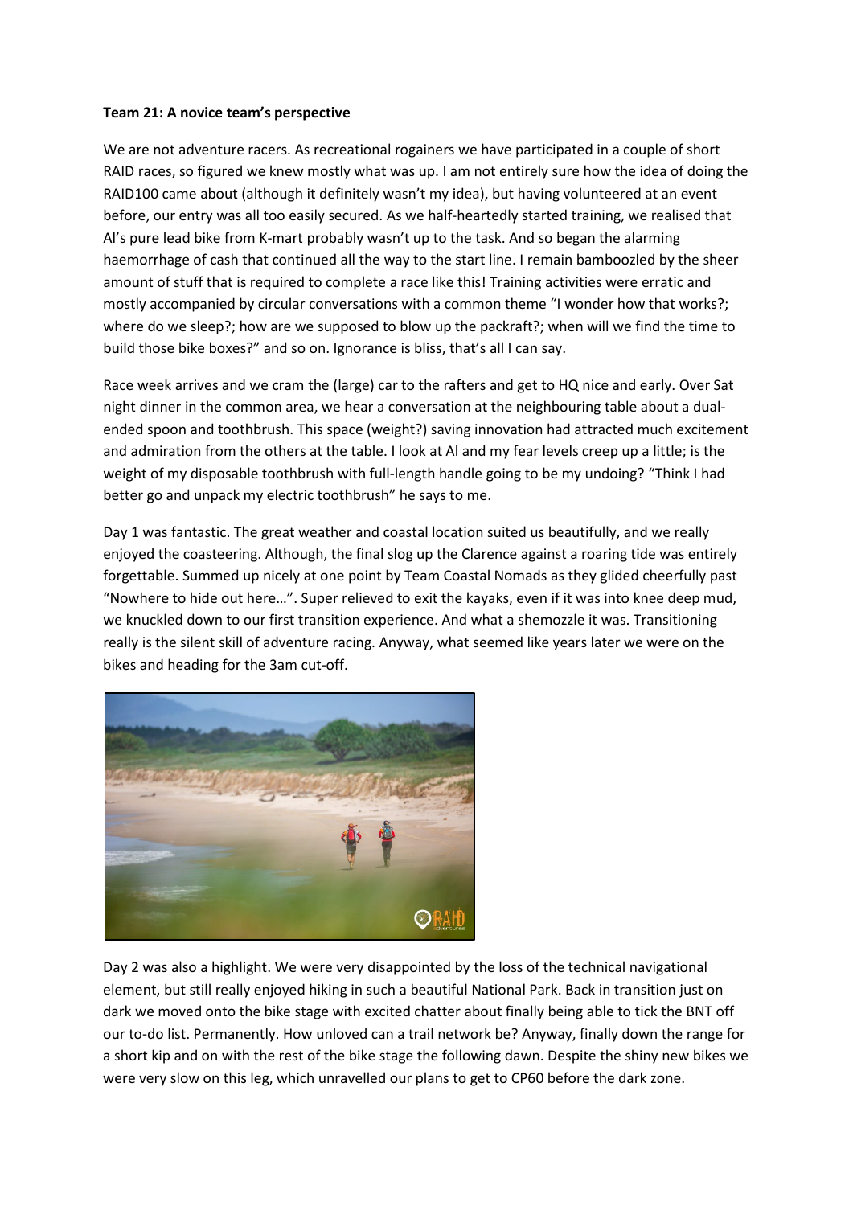**Team 21: A novice team's perspective**

We are not adventure racers. As recreational rogainers we have participated in a couple of short RAID races, so figured we knew mostly what was up. I am not entirely sure how the idea of doing the RAID100 came about (although it definitely wasn't my idea), but having volunteered at an event before, our entry was all too easily secured. As we half-heartedly started training, we realised that Al's pure lead bike from K-mart probably wasn't up to the task. And so began the alarming haemorrhage of cash that continued all the way to the start line. I remain bamboozled by the sheer amount of stuff that is required to complete a race like this! Training activities were erratic and mostly accompanied by circular conversations with a common theme "I wonder how that works?; where do we sleep?; how are we supposed to blow up the packraft?; when will we find the time to build those bike boxes?" and so on. Ignorance is bliss, that's all I can say.

Race week arrives and we cram the (large) car to the rafters and get to HQ nice and early. Over Sat night dinner in the common area, we hear a conversation at the neighbouring table about a dual-ended spoon and toothbrush. This space (weight?) saving innovation had attracted much excitement and admiration from the others at the table. I look at Al and my fear levels creep up a little; is the weight of my disposable toothbrush with full-length handle going to be my undoing? "Think I had better go and unpack my electric toothbrush" he says to me.

Day 1 was fantastic. The great weather and coastal location suited us beautifully, and we really enjoyed the coasteering. Although, the final slog up the Clarence against a roaring tide was entirely forgettable. Summed up nicely at one point by Team Coastal Nomads as they glided cheerfully past "Nowhere to hide out here…". Super relieved to exit the kayaks, even if it was into knee deep mud, we knuckled down to our first transition experience. And what a shemozzle it was. Transitioning really is the silent skill of adventure racing. Anyway, what seemed like years later we were on the bikes and heading for the 3am cut-off.

Day 2 was also a highlight. We were very disappointed by the loss of the technical navigational element, but still really enjoyed hiking in such a beautiful National Park. Back in transition just on dark we moved onto the bike stage with excited chatter about finally being able to tick the BNT off our to-do list. Permanently. How unloved can a trail network be? Anyway, finally down the range for a short kip and on with the rest of the bike stage the following dawn. Despite the shiny new bikes we were very slow on this leg, which unravelled our plans to get to CP60 before the dark zone.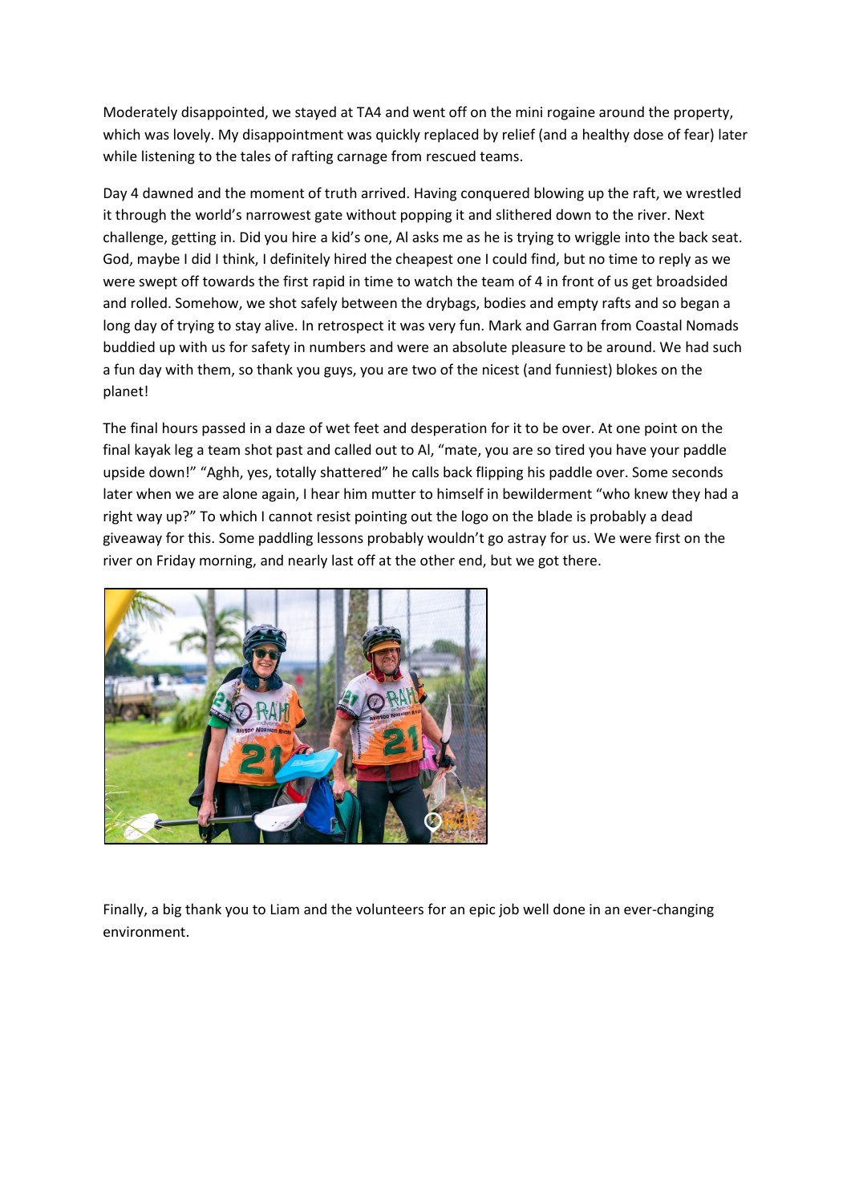Moderately disappointed, we stayed at TA4 and went off on the mini rogaine around the property, which was lovely. My disappointment was quickly replaced by relief (and a healthy dose of fear) later while listening to the tales of rafting carnage from rescued teams.

Day 4 dawned and the moment of truth arrived. Having conquered blowing up the raft, we wrestled it through the world's narrowest gate without popping it and slithered down to the river. Next challenge, getting in. Did you hire a kid's one, Al asks me as he is trying to wriggle into the back seat. God, maybe I did I think, I definitely hired the cheapest one I could find, but no time to reply as we were swept off towards the first rapid in time to watch the team of 4 in front of us get broadsided and rolled. Somehow, we shot safely between the drybags, bodies and empty rafts and so began a long day of trying to stay alive. In retrospect it was very fun. Mark and Garran from Coastal Nomads buddied up with us for safety in numbers and were an absolute pleasure to be around. We had such a fun day with them, so thank you guys, you are two of the nicest (and funniest) blokes on the planet!

The final hours passed in a daze of wet feet and desperation for it to be over. At one point on the final kayak leg a team shot past and called out to Al, "mate, you are so tired you have your paddle upside down!" "Aghh, yes, totally shattered" he calls back flipping his paddle over. Some seconds later when we are alone again, I hear him mutter to himself in bewilderment "who knew they had a right way up?" To which I cannot resist pointing out the logo on the blade is probably a dead giveaway for this. Some paddling lessons probably wouldn't go astray for us. We were first on the river on Friday morning, and nearly last off at the other end, but we got there.

Finally, a big thank you to Liam and the volunteers for an epic job well done in an ever-changing environment.